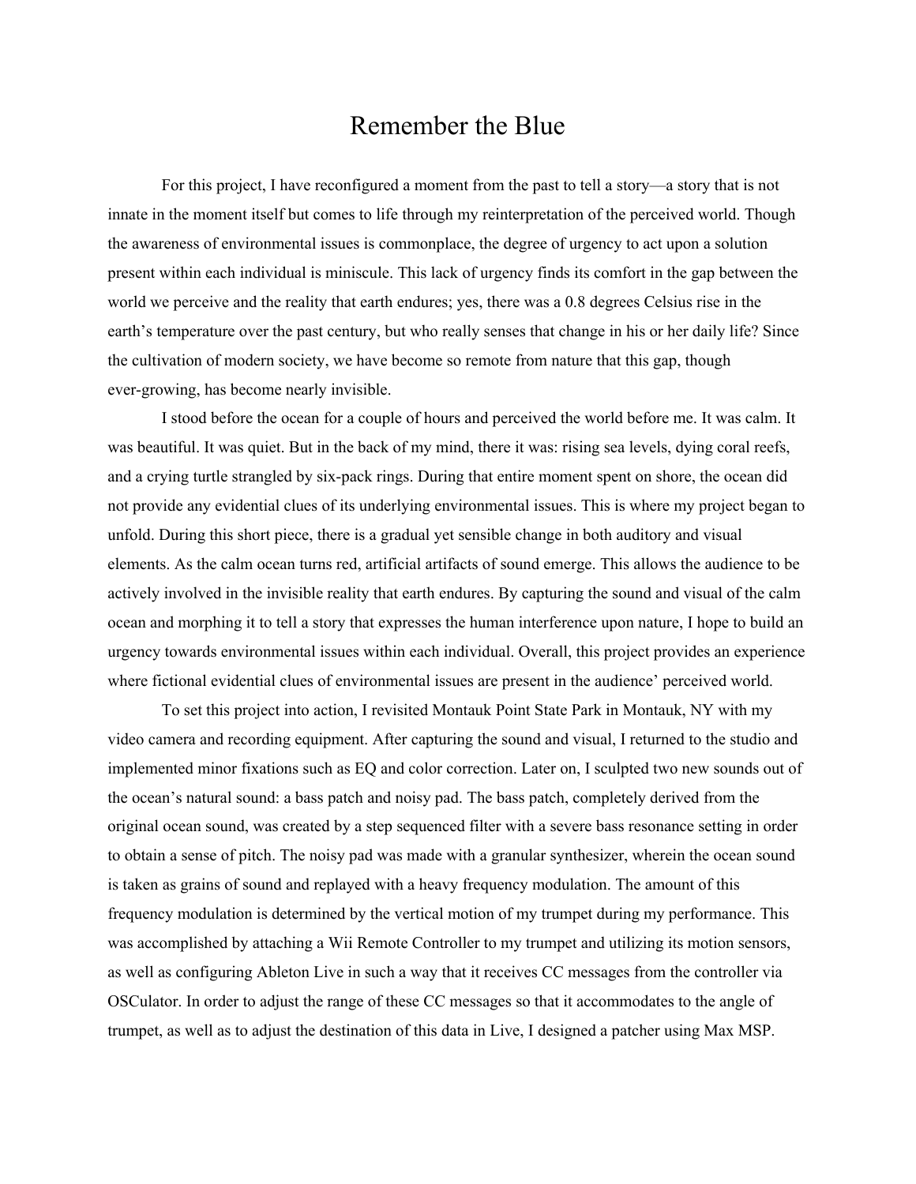# Remember the Blue

For this project, I have reconfigured a moment from the past to tell a story—a story that is not innate in the moment itself but comes to life through my reinterpretation of the perceived world. Though the awareness of environmental issues is commonplace, the degree of urgency to act upon a solution present within each individual is miniscule. This lack of urgency finds its comfort in the gap between the world we perceive and the reality that earth endures; yes, there was a 0.8 degrees Celsius rise in the earth's temperature over the past century, but who really senses that change in his or her daily life? Since the cultivation of modern society, we have become so remote from nature that this gap, though ever-growing, has become nearly invisible.

I stood before the ocean for a couple of hours and perceived the world before me. It was calm. It was beautiful. It was quiet. But in the back of my mind, there it was: rising sea levels, dying coral reefs, and a crying turtle strangled by six-pack rings. During that entire moment spent on shore, the ocean did not provide any evidential clues of its underlying environmental issues. This is where my project began to unfold. During this short piece, there is a gradual yet sensible change in both auditory and visual elements. As the calm ocean turns red, artificial artifacts of sound emerge. This allows the audience to be actively involved in the invisible reality that earth endures. By capturing the sound and visual of the calm ocean and morphing it to tell a story that expresses the human interference upon nature, I hope to build an urgency towards environmental issues within each individual. Overall, this project provides an experience where fictional evidential clues of environmental issues are present in the audience' perceived world.

To set this project into action, I revisited Montauk Point State Park in Montauk, NY with my video camera and recording equipment. After capturing the sound and visual, I returned to the studio and implemented minor fixations such as EQ and color correction. Later on, I sculpted two new sounds out of the ocean's natural sound: a bass patch and noisy pad. The bass patch, completely derived from the original ocean sound, was created by a step sequenced filter with a severe bass resonance setting in order to obtain a sense of pitch. The noisy pad was made with a granular synthesizer, wherein the ocean sound is taken as grains of sound and replayed with a heavy frequency modulation. The amount of this frequency modulation is determined by the vertical motion of my trumpet during my performance. This was accomplished by attaching a Wii Remote Controller to my trumpet and utilizing its motion sensors, as well as configuring Ableton Live in such a way that it receives CC messages from the controller via OSCulator. In order to adjust the range of these CC messages so that it accommodates to the angle of trumpet, as well as to adjust the destination of this data in Live, I designed a patcher using Max MSP.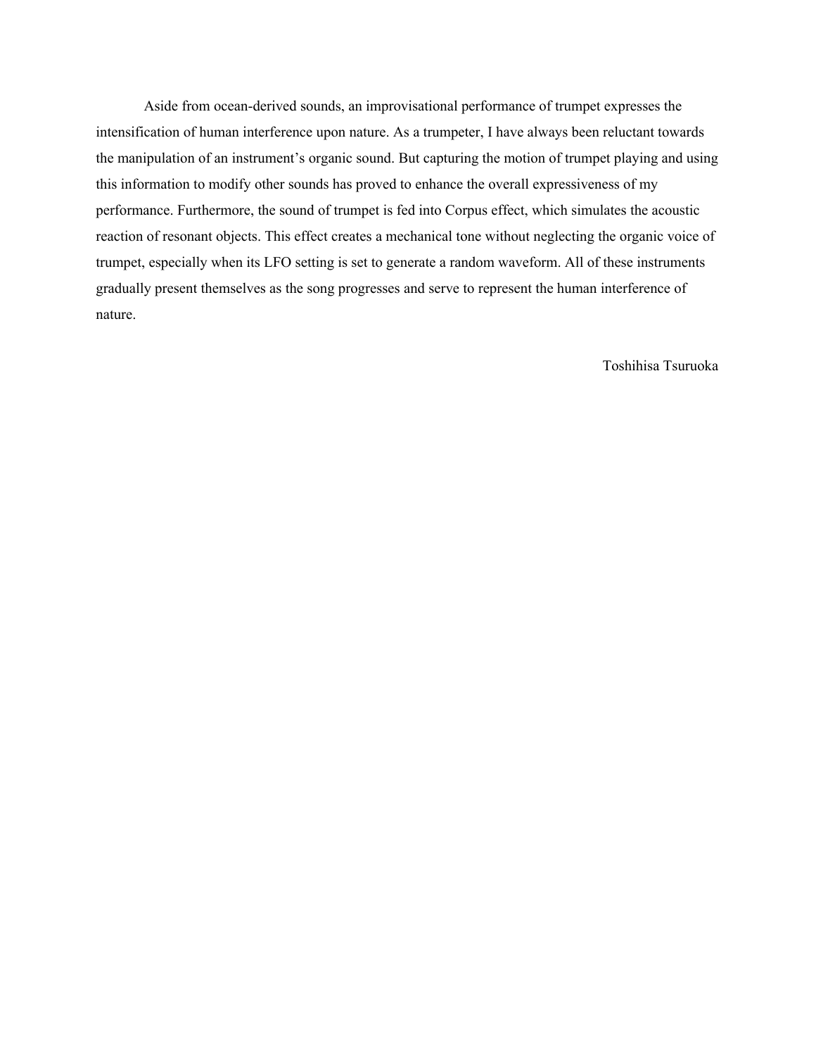Aside from ocean-derived sounds, an improvisational performance of trumpet expresses the intensification of human interference upon nature. As a trumpeter, I have always been reluctant towards the manipulation of an instrument's organic sound. But capturing the motion of trumpet playing and using this information to modify other sounds has proved to enhance the overall expressiveness of my performance. Furthermore, the sound of trumpet is fed into Corpus effect, which simulates the acoustic reaction of resonant objects. This effect creates a mechanical tone without neglecting the organic voice of trumpet, especially when its LFO setting is set to generate a random waveform. All of these instruments gradually present themselves as the song progresses and serve to represent the human interference of nature.

Toshihisa Tsuruoka